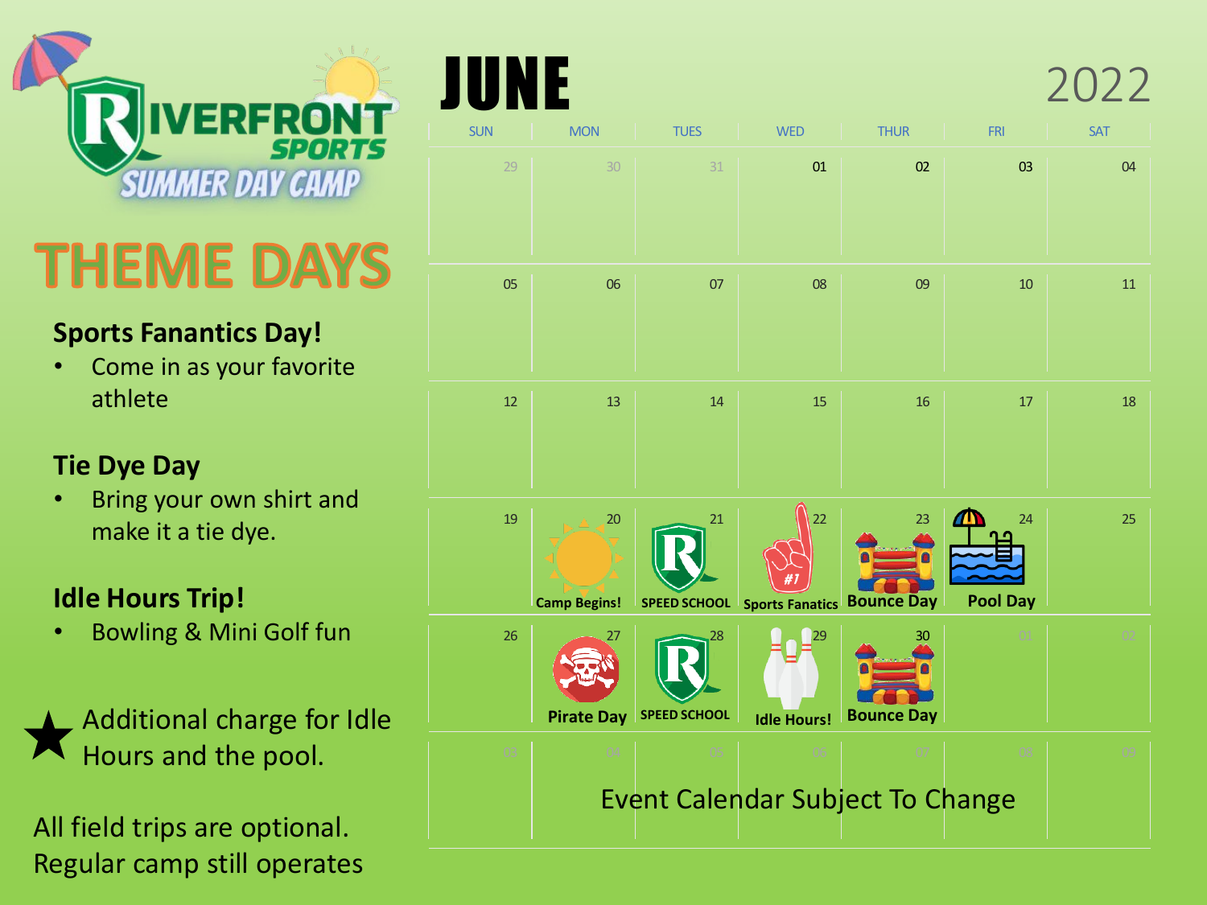# RIVERFRONT SPORTS SUMMER DAY CAMP

## THEME DAYS

### Sports Fanantics Day!

- Come in as your favorite athlete

### Tie Dye Day

- Bring your own shirt and make it a tie dye.

### Idle Hours Trip!

- Bowling & Mini Golf fun

★ Additional charge for Idle Hours and the pool.

All field trips are optional. Regular camp still operates

# JUNE 2022

| SUN | MON | TUES | WED | THUR | FRI | SAT |
|---|---|---|---|---|---|---|
| 29 | 30 | 31 | 01 | 02 | 03 | 04 |
| 05 | 06 | 07 | 08 | 09 | 10 | 11 |
| 12 | 13 | 14 | 15 | 16 | 17 | 18 |
| 19 | 20 Camp Begins! | 21 SPEED SCHOOL | 22 Sports Fanatics | 23 Bounce Day | 24 Pool Day | 25 |
| 26 | 27 Pirate Day | 28 SPEED SCHOOL | 29 Idle Hours! | 30 Bounce Day | 01 | 02 |
| 03 | 04 | 05 | 06 | 07 | 08 | 09 |

Event Calendar Subject To Change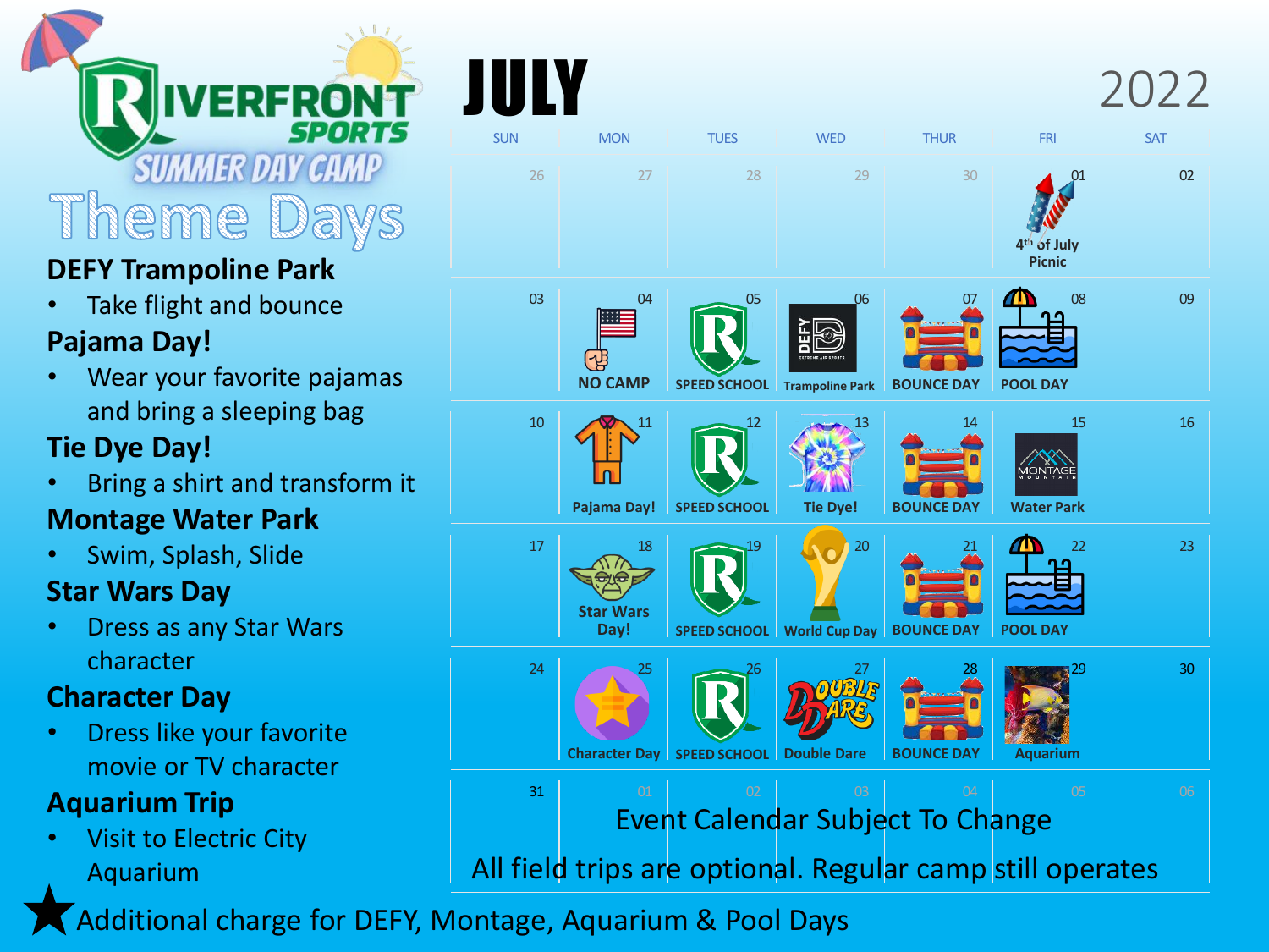# RIVERFRONT SPORTS SUMMER DAY CAMP

## Theme Days

**DEFY Trampoline Park**

- Take flight and bounce

**Pajama Day!**

- Wear your favorite pajamas and bring a sleeping bag

**Tie Dye Day!**

- Bring a shirt and transform it

**Montage Water Park**

- Swim, Splash, Slide

**Star Wars Day**

- Dress as any Star Wars character

**Character Day**

- Dress like your favorite movie or TV character

**Aquarium Trip**

- Visit to Electric City Aquarium

★ Additional charge for DEFY, Montage, Aquarium & Pool Days

# JULY 2022

| SUN | MON | TUES | WED | THUR | FRI | SAT |
|---|---|---|---|---|---|---|
| 26 | 27 | 28 | 29 | 30 | 01 4th of July Picnic | 02 |
| 03 | 04 NO CAMP | 05 SPEED SCHOOL | 06 Trampoline Park | 07 BOUNCE DAY | 08 POOL DAY | 09 |
| 10 | 11 Pajama Day! | 12 SPEED SCHOOL | 13 Tie Dye! | 14 BOUNCE DAY | 15 Water Park | 16 |
| 17 | 18 Star Wars Day! | 19 SPEED SCHOOL | 20 World Cup Day | 21 BOUNCE DAY | 22 POOL DAY | 23 |
| 24 | 25 Character Day | 26 SPEED SCHOOL | 27 Double Dare | 28 BOUNCE DAY | 29 Aquarium | 30 |
| 31 | 01 | 02 | 03 | 04 | 05 | 06 |

Event Calendar Subject To Change

All field trips are optional. Regular camp still operates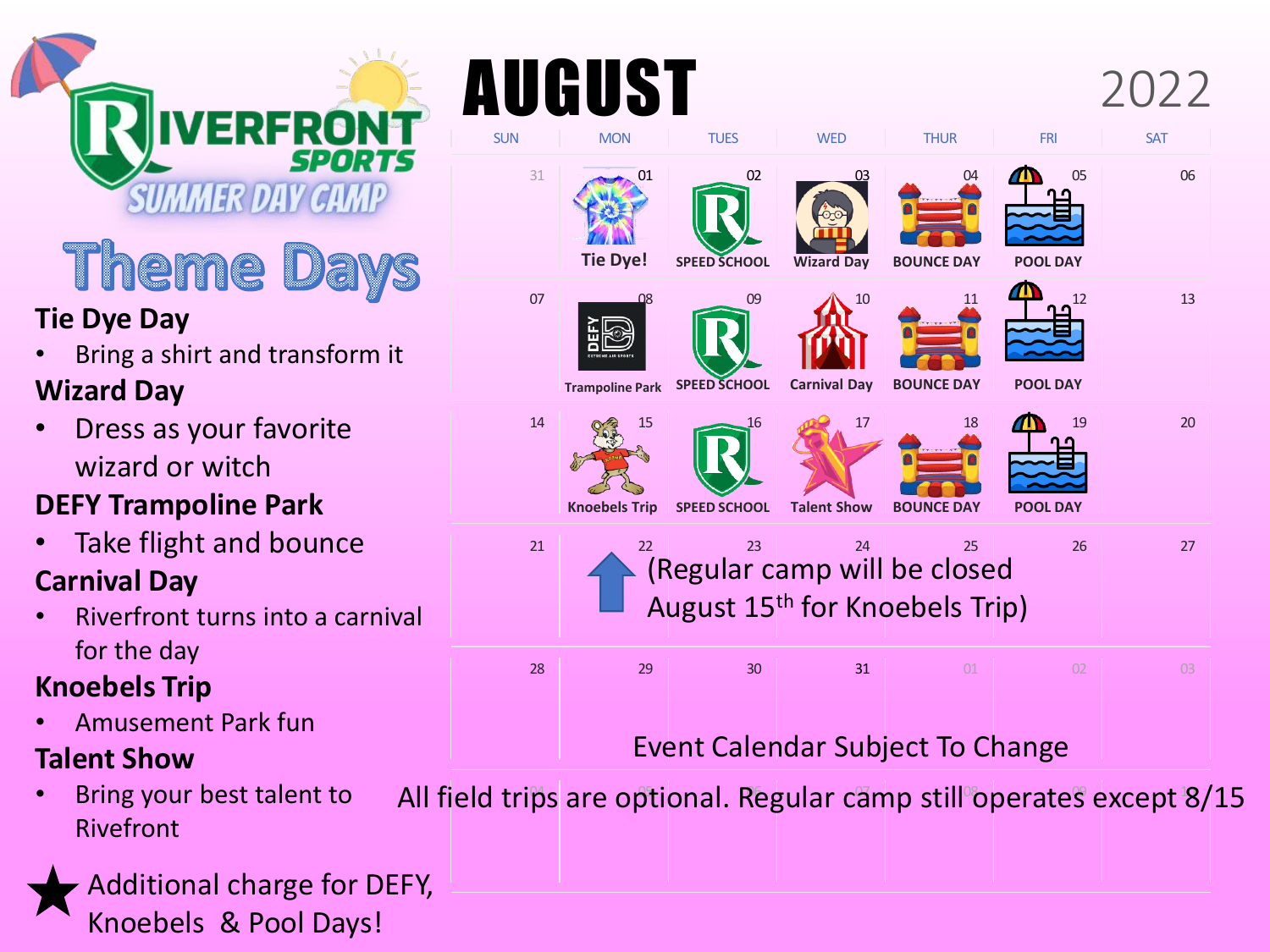# Riverfront Sports Summer Day Camp

## Theme Days

**Tie Dye Day**

- Bring a shirt and transform it

**Wizard Day**

- Dress as your favorite wizard or witch

**DEFY Trampoline Park**

- Take flight and bounce

**Carnival Day**

- Riverfront turns into a carnival for the day

**Knoebels Trip**

- Amusement Park fun

**Talent Show**

- Bring your best talent to Rivefront

★ Additional charge for DEFY, Knoebels & Pool Days!

# AUGUST 2022

| SUN | MON | TUES | WED | THUR | FRI | SAT |
|---|---|---|---|---|---|---|
| 31 | 01 Tie Dye! | 02 SPEED SCHOOL | 03 Wizard Day | 04 BOUNCE DAY | 05 POOL DAY | 06 |
| 07 | 08 Trampoline Park | 09 SPEED SCHOOL | 10 Carnival Day | 11 BOUNCE DAY | 12 POOL DAY | 13 |
| 14 | 15 Knoebels Trip | 16 SPEED SCHOOL | 17 Talent Show | 18 BOUNCE DAY | 19 POOL DAY | 20 |
| 21 | 22 | 23 | 24 | 25 | 26 | 27 |
| 28 | 29 | 30 | 31 | 01 | 02 | 03 |

(Regular camp will be closed August 15th for Knoebels Trip)

Event Calendar Subject To Change

All field trips are optional. Regular camp still operates except 8/15